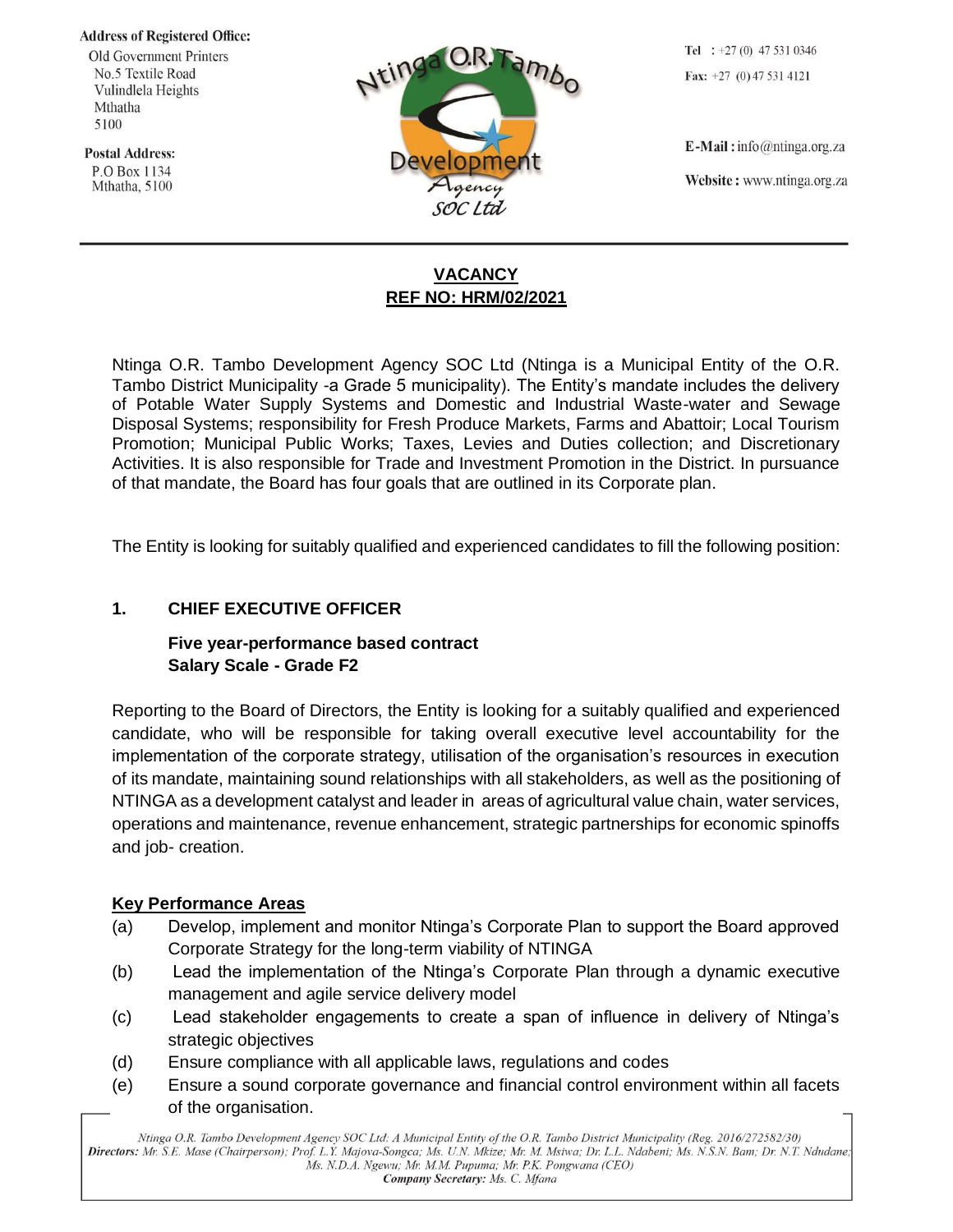**Address of Registered Office:**
Old Government Printers
No.5 Textile Road
Vulindlela Heights
Mthatha
5100

**Postal Address:**
P.O Box 1134
Mthatha, 5100

Ntinga O.R. Tambo Development Agency SOC Ltd

**Tel** : +27 (0) 47 531 0346
**Fax:** +27 (0) 47 531 4121

**E-Mail :** info@ntinga.org.za
**Website :** www.ntinga.org.za

---

## VACANCY
## REF NO: HRM/02/2021

Ntinga O.R. Tambo Development Agency SOC Ltd (Ntinga is a Municipal Entity of the O.R. Tambo District Municipality -a Grade 5 municipality). The Entity's mandate includes the delivery of Potable Water Supply Systems and Domestic and Industrial Waste-water and Sewage Disposal Systems; responsibility for Fresh Produce Markets, Farms and Abattoir; Local Tourism Promotion; Municipal Public Works; Taxes, Levies and Duties collection; and Discretionary Activities. It is also responsible for Trade and Investment Promotion in the District. In pursuance of that mandate, the Board has four goals that are outlined in its Corporate plan.

The Entity is looking for suitably qualified and experienced candidates to fill the following position:

### 1. CHIEF EXECUTIVE OFFICER

**Five year-performance based contract**
**Salary Scale - Grade F2**

Reporting to the Board of Directors, the Entity is looking for a suitably qualified and experienced candidate, who will be responsible for taking overall executive level accountability for the implementation of the corporate strategy, utilisation of the organisation's resources in execution of its mandate, maintaining sound relationships with all stakeholders, as well as the positioning of NTINGA as a development catalyst and leader in areas of agricultural value chain, water services, operations and maintenance, revenue enhancement, strategic partnerships for economic spinoffs and job- creation.

**Key Performance Areas**

(a) Develop, implement and monitor Ntinga's Corporate Plan to support the Board approved Corporate Strategy for the long-term viability of NTINGA
(b) Lead the implementation of the Ntinga's Corporate Plan through a dynamic executive management and agile service delivery model
(c) Lead stakeholder engagements to create a span of influence in delivery of Ntinga's strategic objectives
(d) Ensure compliance with all applicable laws, regulations and codes
(e) Ensure a sound corporate governance and financial control environment within all facets of the organisation.

*Ntinga O.R. Tambo Development Agency SOC Ltd: A Municipal Entity of the O.R. Tambo District Municipality (Reg. 2016/272582/30)*
***Directors:*** *Mr. S.E. Mase (Chairperson); Prof. L.Y. Majova-Songca; Ms. U.N. Mkize; Mr. M. Msiwa; Dr. L.L. Ndabeni; Ms. N.S.N. Bam; Dr. N.T. Ndudane; Ms. N.D.A. Ngewu; Mr. M.M. Pupuma; Mr. P.K. Pongwana (CEO)*
***Company Secretary:*** *Ms. C. Mfana*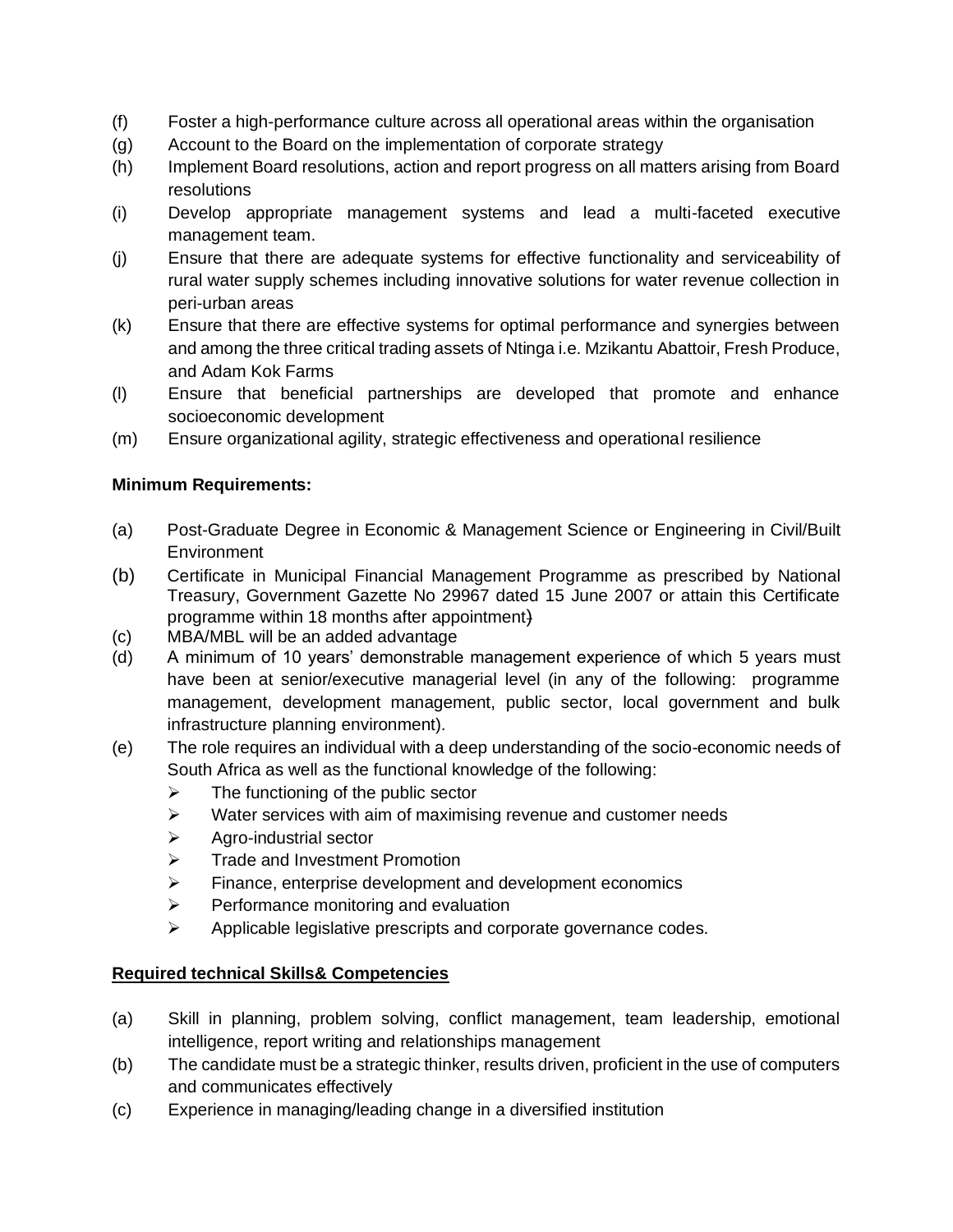(f) Foster a high-performance culture across all operational areas within the organisation

(g) Account to the Board on the implementation of corporate strategy

(h) Implement Board resolutions, action and report progress on all matters arising from Board resolutions

(i) Develop appropriate management systems and lead a multi-faceted executive management team.

(j) Ensure that there are adequate systems for effective functionality and serviceability of rural water supply schemes including innovative solutions for water revenue collection in peri-urban areas

(k) Ensure that there are effective systems for optimal performance and synergies between and among the three critical trading assets of Ntinga i.e. Mzikantu Abattoir, Fresh Produce, and Adam Kok Farms

(l) Ensure that beneficial partnerships are developed that promote and enhance socioeconomic development

(m) Ensure organizational agility, strategic effectiveness and operational resilience

**Minimum Requirements:**

(a) Post-Graduate Degree in Economic & Management Science or Engineering in Civil/Built Environment

(b) Certificate in Municipal Financial Management Programme as prescribed by National Treasury, Government Gazette No 29967 dated 15 June 2007 or attain this Certificate programme within 18 months after appointment)

(c) MBA/MBL will be an added advantage

(d) A minimum of 10 years' demonstrable management experience of which 5 years must have been at senior/executive managerial level (in any of the following: programme management, development management, public sector, local government and bulk infrastructure planning environment).

(e) The role requires an individual with a deep understanding of the socio-economic needs of South Africa as well as the functional knowledge of the following:
   - The functioning of the public sector
   - Water services with aim of maximising revenue and customer needs
   - Agro-industrial sector
   - Trade and Investment Promotion
   - Finance, enterprise development and development economics
   - Performance monitoring and evaluation
   - Applicable legislative prescripts and corporate governance codes.

**<u>Required technical Skills& Competencies</u>**

(a) Skill in planning, problem solving, conflict management, team leadership, emotional intelligence, report writing and relationships management

(b) The candidate must be a strategic thinker, results driven, proficient in the use of computers and communicates effectively

(c) Experience in managing/leading change in a diversified institution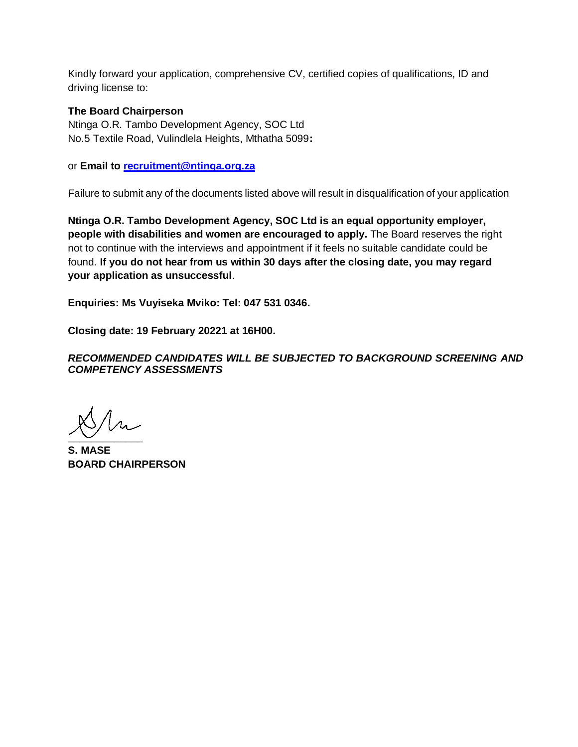Kindly forward your application, comprehensive CV, certified copies of qualifications, ID and driving license to:

**The Board Chairperson**
Ntinga O.R. Tambo Development Agency, SOC Ltd
No.5 Textile Road, Vulindlela Heights, Mthatha 5099**:**

or **Email to recruitment@ntinga.org.za**

Failure to submit any of the documents listed above will result in disqualification of your application

**Ntinga O.R. Tambo Development Agency, SOC Ltd is an equal opportunity employer, people with disabilities and women are encouraged to apply.** The Board reserves the right not to continue with the interviews and appointment if it feels no suitable candidate could be found. **If you do not hear from us within 30 days after the closing date, you may regard your application as unsuccessful**.

**Enquiries: Ms Vuyiseka Mviko: Tel: 047 531 0346.**

**Closing date: 19 February 20221 at 16H00.**

***RECOMMENDED CANDIDATES WILL BE SUBJECTED TO BACKGROUND SCREENING AND COMPETENCY ASSESSMENTS***

**S. MASE**
**BOARD CHAIRPERSON**